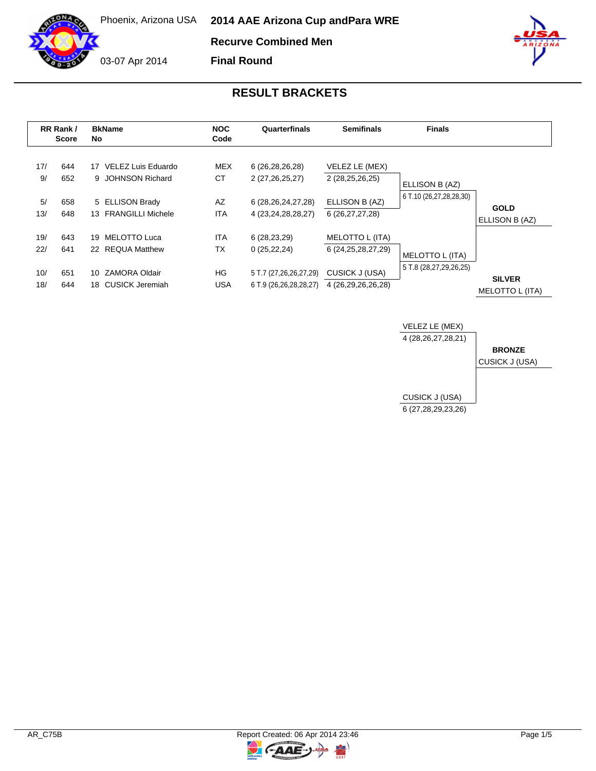Phoenix, Arizona USA

03-07 Apr 2014

# 2014 AAE Arizona Cup andPara WRE

## Recurve Combined Men

## Final Round

## RESULT BRACKETS

| RR Rank / | Score | BkName No | | NOC Code | Quarterfinals | Semifinals | Finals | |
|---|---|---|---|---|---|---|---|---|
| 17/ | 644 | 17 | VELEZ Luis Eduardo | MEX | 6 (26,28,26,28) | VELEZ LE (MEX) | | |
| 9/ | 652 | 9 | JOHNSON Richard | CT | 2 (27,26,25,27) | 2 (28,25,26,25) | ELLISON B (AZ) | |
| | | | | | | | 6 T.10 (26,27,28,28,30) | |
| 5/ | 658 | 5 | ELLISON Brady | AZ | 6 (28,26,24,27,28) | ELLISON B (AZ) | | **GOLD** |
| 13/ | 648 | 13 | FRANGILLI Michele | ITA | 4 (23,24,28,28,27) | 6 (26,27,27,28) | | ELLISON B (AZ) |
| 19/ | 643 | 19 | MELOTTO Luca | ITA | 6 (28,23,29) | MELOTTO L (ITA) | | |
| 22/ | 641 | 22 | REQUA Matthew | TX | 0 (25,22,24) | 6 (24,25,28,27,29) | MELOTTO L (ITA) | |
| | | | | | | | 5 T.8 (28,27,29,26,25) | |
| 10/ | 651 | 10 | ZAMORA Oldair | HG | 5 T.7 (27,26,26,27,29) | CUSICK J (USA) | | **SILVER** |
| 18/ | 644 | 18 | CUSICK Jeremiah | USA | 6 T.9 (26,26,28,28,27) | 4 (26,29,26,26,28) | | MELOTTO L (ITA) |

| Bronze Match | |
|---|---|
| VELEZ LE (MEX) | |
| 4 (28,26,27,28,21) | **BRONZE** |
| | CUSICK J (USA) |
| CUSICK J (USA) | |
| 6 (27,28,29,23,26) | |

AR_C75B

Report Created: 06 Apr 2014 23:46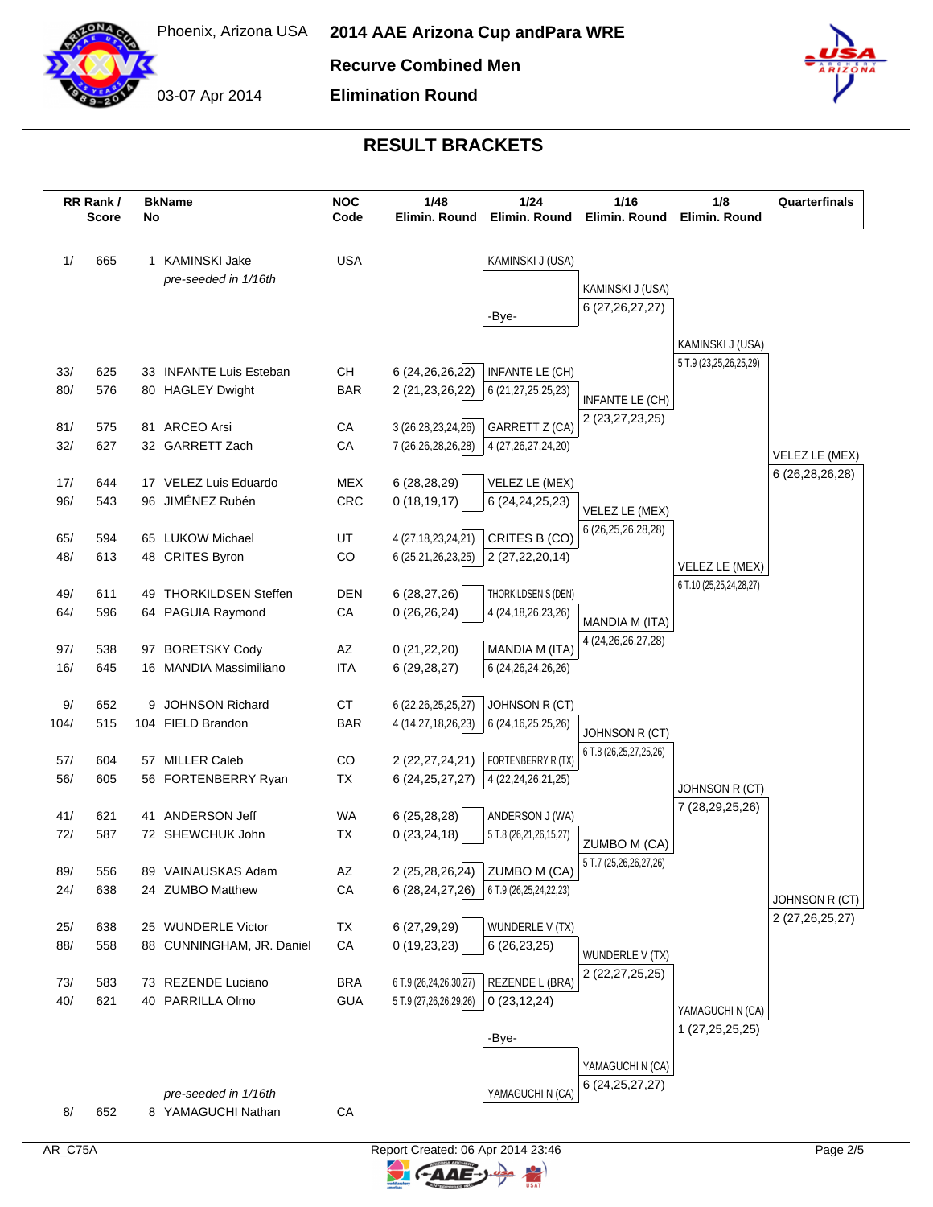# 2014 AAE Arizona Cup andPara WRE

Phoenix, Arizona USA

03-07 Apr 2014

**Recurve Combined Men**

**Elimination Round**

## RESULT BRACKETS

| RR Rank / Score | | BkName No | | NOC Code | 1/48 Elimin. Round | 1/24 Elimin. Round | 1/16 Elimin. Round | 1/8 Elimin. Round | Quarterfinals |
|---|---|---|---|---|---|---|---|---|---|
| 1/ | 665 | 1 | KAMINSKI Jake *pre-seeded in 1/16th* | USA | | KAMINSKI J (USA) | KAMINSKI J (USA) 6 (27,26,27,27) | KAMINSKI J (USA) 5 T.9 (23,25,26,25,29) | VELEZ LE (MEX) 6 (26,28,26,28) |
| | | | | | | -Bye- | | | |
| 33/ | 625 | 33 | INFANTE Luis Esteban | CH | 6 (24,26,26,22) | INFANTE LE (CH) 6 (21,27,25,25,23) | INFANTE LE (CH) 2 (23,27,23,25) | | |
| 80/ | 576 | 80 | HAGLEY Dwight | BAR | 2 (21,23,26,22) | | | | |
| 81/ | 575 | 81 | ARCEO Arsi | CA | 3 (26,28,23,24,26) | GARRETT Z (CA) 4 (27,26,27,24,20) | | | |
| 32/ | 627 | 32 | GARRETT Zach | CA | 7 (26,26,28,26,28) | | | | |
| 17/ | 644 | 17 | VELEZ Luis Eduardo | MEX | 6 (28,28,29) | VELEZ LE (MEX) 6 (24,24,25,23) | VELEZ LE (MEX) 6 (26,25,26,28,28) | VELEZ LE (MEX) 6 T.10 (25,25,24,28,27) | |
| 96/ | 543 | 96 | JIMÉNEZ Rubén | CRC | 0 (18,19,17) | | | | |
| 65/ | 594 | 65 | LUKOW Michael | UT | 4 (27,18,23,24,21) | CRITES B (CO) 2 (27,22,20,14) | | | |
| 48/ | 613 | 48 | CRITES Byron | CO | 6 (25,21,26,23,25) | | | | |
| 49/ | 611 | 49 | THORKILDSEN Steffen | DEN | 6 (28,27,26) | THORKILDSEN S (DEN) 4 (24,18,26,23,26) | MANDIA M (ITA) 4 (24,26,26,27,28) | | |
| 64/ | 596 | 64 | PAGUIA Raymond | CA | 0 (26,26,24) | | | | |
| 97/ | 538 | 97 | BORETSKY Cody | AZ | 0 (21,22,20) | MANDIA M (ITA) 6 (24,26,24,26,26) | | | |
| 16/ | 645 | 16 | MANDIA Massimiliano | ITA | 6 (29,28,27) | | | | |
| 9/ | 652 | 9 | JOHNSON Richard | CT | 6 (22,26,25,25,27) | JOHNSON R (CT) 6 (24,16,25,25,26) | JOHNSON R (CT) 6 T.8 (26,25,27,25,26) | JOHNSON R (CT) 7 (28,29,25,26) | JOHNSON R (CT) 2 (27,26,25,27) |
| 104/ | 515 | 104 | FIELD Brandon | BAR | 4 (14,27,18,26,23) | | | | |
| 57/ | 604 | 57 | MILLER Caleb | CO | 2 (22,27,24,21) | FORTENBERRY R (TX) 4 (22,24,26,21,25) | | | |
| 56/ | 605 | 56 | FORTENBERRY Ryan | TX | 6 (24,25,27,27) | | | | |
| 41/ | 621 | 41 | ANDERSON Jeff | WA | 6 (25,28,28) | ANDERSON J (WA) 5 T.8 (26,21,26,15,27) | ZUMBO M (CA) 5 T.7 (25,26,26,27,26) | | |
| 72/ | 587 | 72 | SHEWCHUK John | TX | 0 (23,24,18) | | | | |
| 89/ | 556 | 89 | VAINAUSKAS Adam | AZ | 2 (25,28,26,24) | ZUMBO M (CA) 6 T.9 (26,25,24,22,23) | | | |
| 24/ | 638 | 24 | ZUMBO Matthew | CA | 6 (28,24,27,26) | | | | |
| 25/ | 638 | 25 | WUNDERLE Victor | TX | 6 (27,29,29) | WUNDERLE V (TX) 6 (26,23,25) | WUNDERLE V (TX) 2 (22,27,25,25) | YAMAGUCHI N (CA) 1 (27,25,25,25) | |
| 88/ | 558 | 88 | CUNNINGHAM, JR. Daniel | CA | 0 (19,23,23) | | | | |
| 73/ | 583 | 73 | REZENDE Luciano | BRA | 6 T.9 (26,24,26,30,27) | REZENDE L (BRA) 0 (23,12,24) | | | |
| 40/ | 621 | 40 | PARRILLA Olmo | GUA | 5 T.9 (27,26,26,29,26) | | | | |
| | | | | | | -Bye- | YAMAGUCHI N (CA) 6 (24,25,27,27) | | |
| 8/ | 652 | 8 | YAMAGUCHI Nathan *pre-seeded in 1/16th* | CA | | YAMAGUCHI N (CA) | | | |

AR_C75A

Report Created: 06 Apr 2014 23:46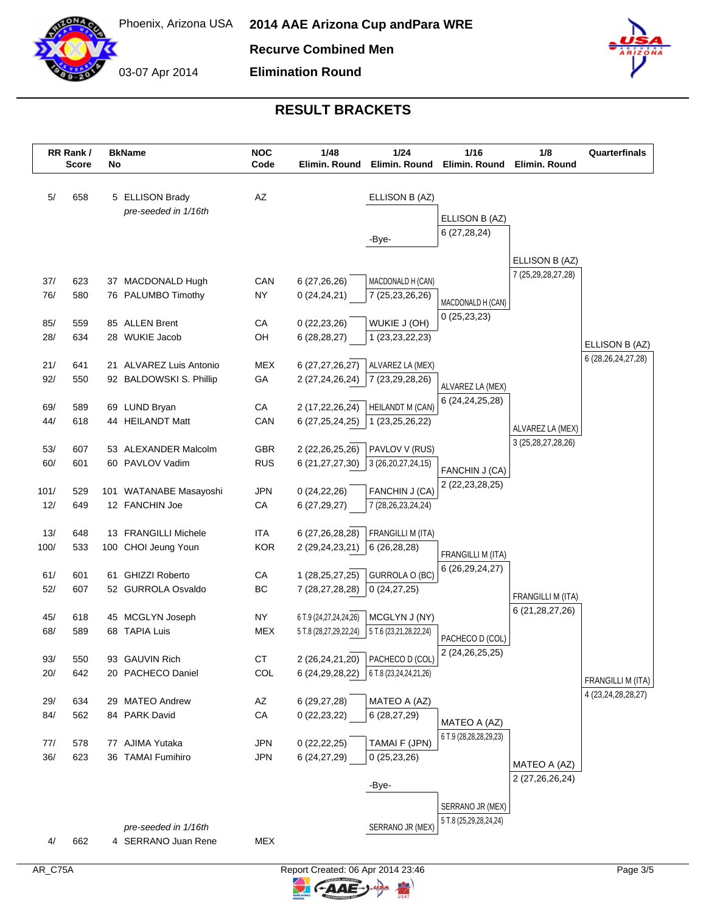# 2014 AAE Arizona Cup andPara WRE

Phoenix, Arizona USA

03-07 Apr 2014

**Recurve Combined Men**

**Elimination Round**

## RESULT BRACKETS

| RR Rank / Score | | BkName No | | NOC Code | 1/48 Elimin. Round | 1/24 Elimin. Round | 1/16 Elimin. Round | 1/8 Elimin. Round | Quarterfinals |
|---|---|---|---|---|---|---|---|---|---|
| 5/ | 658 | 5 | ELLISON Brady *pre-seeded in 1/16th* | AZ | | ELLISON B (AZ) / -Bye- | ELLISON B (AZ) 6 (27,28,24) | ELLISON B (AZ) 7 (25,29,28,27,28) | ELLISON B (AZ) 6 (28,26,24,27,28) |
| 37/ | 623 | 37 | MACDONALD Hugh | CAN | 6 (27,26,26) | MACDONALD H (CAN) 7 (25,23,26,26) | MACDONALD H (CAN) 0 (25,23,23) | | |
| 76/ | 580 | 76 | PALUMBO Timothy | NY | 0 (24,24,21) | | | | |
| 85/ | 559 | 85 | ALLEN Brent | CA | 0 (22,23,26) | | | | |
| 28/ | 634 | 28 | WUKIE Jacob | OH | 6 (28,28,27) | WUKIE J (OH) 1 (23,23,22,23) | | | |
| 21/ | 641 | 21 | ALVAREZ Luis Antonio | MEX | 6 (27,27,26,27) | ALVAREZ LA (MEX) 7 (23,29,28,26) | ALVAREZ LA (MEX) 6 (24,24,25,28) | ALVAREZ LA (MEX) 3 (25,28,27,28,26) | |
| 92/ | 550 | 92 | BALDOWSKI S. Phillip | GA | 2 (27,24,26,24) | | | | |
| 69/ | 589 | 69 | LUND Bryan | CA | 2 (17,22,26,24) | | | | |
| 44/ | 618 | 44 | HEILANDT Matt | CAN | 6 (27,25,24,25) | HEILANDT M (CAN) 1 (23,25,26,22) | | | |
| 53/ | 607 | 53 | ALEXANDER Malcolm | GBR | 2 (22,26,25,26) | | | | |
| 60/ | 601 | 60 | PAVLOV Vadim | RUS | 6 (21,27,27,30) | PAVLOV V (RUS) 3 (26,20,27,24,15) | FANCHIN J (CA) 2 (22,23,28,25) | | |
| 101/ | 529 | 101 | WATANABE Masayoshi | JPN | 0 (24,22,26) | | | | |
| 12/ | 649 | 12 | FANCHIN Joe | CA | 6 (27,29,27) | FANCHIN J (CA) 7 (28,26,23,24,24) | | | |
| 13/ | 648 | 13 | FRANGILLI Michele | ITA | 6 (27,26,28,28) | FRANGILLI M (ITA) 6 (26,28,28) | FRANGILLI M (ITA) 6 (26,29,24,27) | FRANGILLI M (ITA) 6 (21,28,27,26) | FRANGILLI M (ITA) 4 (23,24,28,28,27) |
| 100/ | 533 | 100 | CHOI Jeung Youn | KOR | 2 (29,24,23,21) | | | | |
| 61/ | 601 | 61 | GHIZZI Roberto | CA | 1 (28,25,27,25) | | | | |
| 52/ | 607 | 52 | GURROLA Osvaldo | BC | 7 (28,27,28,28) | GURROLA O (BC) 0 (24,27,25) | | | |
| 45/ | 618 | 45 | MCGLYN Joseph | NY | 6 T.9 (24,27,24,24,26) | MCGLYN J (NY) 5 T.6 (23,21,28,22,24) | | | |
| 68/ | 589 | 68 | TAPIA Luis | MEX | 5 T.8 (28,27,29,22,24) | | | | |
| 93/ | 550 | 93 | GAUVIN Rich | CT | 2 (26,24,21,20) | | PACHECO D (COL) 2 (24,26,25,25) | | |
| 20/ | 642 | 20 | PACHECO Daniel | COL | 6 (24,29,28,22) | PACHECO D (COL) 6 T.8 (23,24,24,21,26) | | | |
| 29/ | 634 | 29 | MATEO Andrew | AZ | 6 (29,27,28) | MATEO A (AZ) 6 (28,27,29) | MATEO A (AZ) 6 T.9 (28,28,28,29,23) | MATEO A (AZ) 2 (27,26,26,24) | |
| 84/ | 562 | 84 | PARK David | CA | 0 (22,23,22) | | | | |
| 77/ | 578 | 77 | AJIMA Yutaka | JPN | 0 (22,22,25) | | | | |
| 36/ | 623 | 36 | TAMAI Fumihiro | JPN | 6 (24,27,29) | TAMAI F (JPN) 0 (25,23,26) | | | |
| 4/ | 662 | 4 | SERRANO Juan Rene *pre-seeded in 1/16th* | MEX | | -Bye- / SERRANO JR (MEX) | SERRANO JR (MEX) 5 T.8 (25,29,28,24,24) | | |

AR_C75A

Report Created: 06 Apr 2014 23:46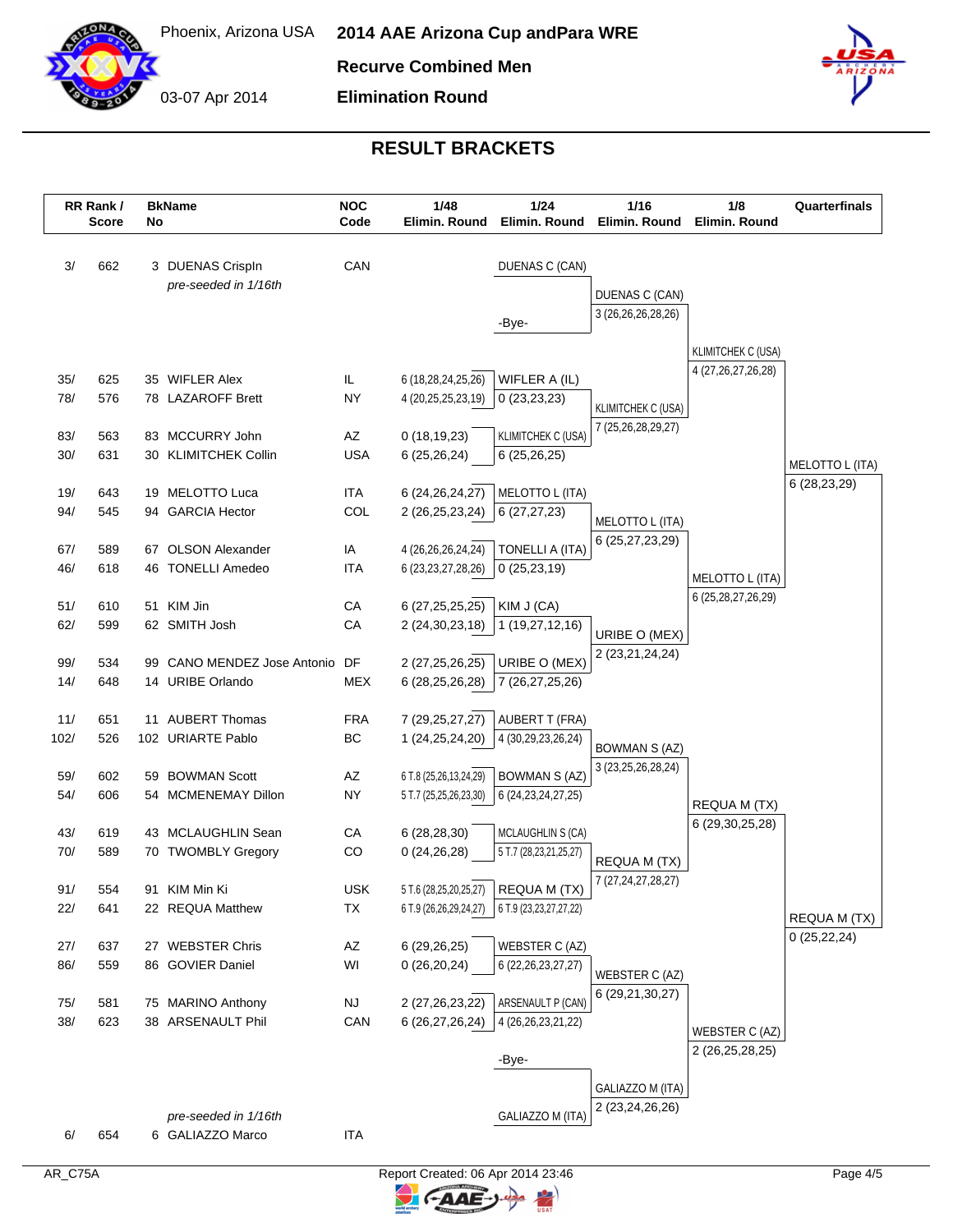Phoenix, Arizona USA

03-07 Apr 2014

# 2014 AAE Arizona Cup andPara WRE

## Recurve Combined Men

## Elimination Round

## RESULT BRACKETS

| RR Rank / Score | | BkName No | | NOC Code | 1/48 Elimin. Round | 1/24 Elimin. Round | 1/16 Elimin. Round | 1/8 Elimin. Round | Quarterfinals |
|---|---|---|---|---|---|---|---|---|---|
| 3/ | 662 | 3 | DUENAS Crispln *pre-seeded in 1/16th* | CAN | | DUENAS C (CAN) | DUENAS C (CAN) 3 (26,26,26,28,26) | | |
| | | | | | | -Bye- | | | |
| 35/ | 625 | 35 | WIFLER Alex | IL | 6 (18,28,24,25,26) | WIFLER A (IL) 0 (23,23,23) | KLIMITCHEK C (USA) 7 (25,26,28,29,27) | KLIMITCHEK C (USA) 4 (27,26,27,26,28) | |
| 78/ | 576 | 78 | LAZAROFF Brett | NY | 4 (20,25,25,23,19) | | | | |
| 83/ | 563 | 83 | MCCURRY John | AZ | 0 (18,19,23) | KLIMITCHEK C (USA) 6 (25,26,25) | | | |
| 30/ | 631 | 30 | KLIMITCHEK Collin | USA | 6 (25,26,24) | | | | |
| 19/ | 643 | 19 | MELOTTO Luca | ITA | 6 (24,26,24,27) | MELOTTO L (ITA) 6 (27,27,23) | MELOTTO L (ITA) 6 (25,27,23,29) | MELOTTO L (ITA) 6 (25,28,27,26,29) | MELOTTO L (ITA) 6 (28,23,29) |
| 94/ | 545 | 94 | GARCIA Hector | COL | 2 (26,25,23,24) | | | | |
| 67/ | 589 | 67 | OLSON Alexander | IA | 4 (26,26,26,24,24) | TONELLI A (ITA) 0 (25,23,19) | | | |
| 46/ | 618 | 46 | TONELLI Amedeo | ITA | 6 (23,23,27,28,26) | | | | |
| 51/ | 610 | 51 | KIM Jin | CA | 6 (27,25,25,25) | KIM J (CA) 1 (19,27,12,16) | URIBE O (MEX) 2 (23,21,24,24) | | |
| 62/ | 599 | 62 | SMITH Josh | CA | 2 (24,30,23,18) | | | | |
| 99/ | 534 | 99 | CANO MENDEZ Jose Antonio | DF | 2 (27,25,26,25) | URIBE O (MEX) 7 (26,27,25,26) | | | |
| 14/ | 648 | 14 | URIBE Orlando | MEX | 6 (28,25,26,28) | | | | |
| 11/ | 651 | 11 | AUBERT Thomas | FRA | 7 (29,25,27,27) | AUBERT T (FRA) 4 (30,29,23,26,24) | BOWMAN S (AZ) 3 (23,25,26,28,24) | REQUA M (TX) 6 (29,30,25,28) | REQUA M (TX) 0 (25,22,24) |
| 102/ | 526 | 102 | URIARTE Pablo | BC | 1 (24,25,24,20) | | | | |
| 59/ | 602 | 59 | BOWMAN Scott | AZ | 6 T.8 (25,26,13,24,29) | BOWMAN S (AZ) 6 (24,23,24,27,25) | | | |
| 54/ | 606 | 54 | MCMENEMAY Dillon | NY | 5 T.7 (25,25,26,23,30) | | | | |
| 43/ | 619 | 43 | MCLAUGHLIN Sean | CA | 6 (28,28,30) | MCLAUGHLIN S (CA) 5 T.7 (28,23,21,25,27) | REQUA M (TX) 7 (27,24,27,28,27) | | |
| 70/ | 589 | 70 | TWOMBLY Gregory | CO | 0 (24,26,28) | | | | |
| 91/ | 554 | 91 | KIM Min Ki | USK | 5 T.6 (28,25,20,25,27) | REQUA M (TX) 6 T.9 (23,23,27,27,22) | | | |
| 22/ | 641 | 22 | REQUA Matthew | TX | 6 T.9 (26,26,29,24,27) | | | | |
| 27/ | 637 | 27 | WEBSTER Chris | AZ | 6 (29,26,25) | WEBSTER C (AZ) 6 (22,26,23,27,27) | WEBSTER C (AZ) 6 (29,21,30,27) | WEBSTER C (AZ) 2 (26,25,28,25) | |
| 86/ | 559 | 86 | GOVIER Daniel | WI | 0 (26,20,24) | | | | |
| 75/ | 581 | 75 | MARINO Anthony | NJ | 2 (27,26,23,22) | ARSENAULT P (CAN) 4 (26,26,23,21,22) | | | |
| 38/ | 623 | 38 | ARSENAULT Phil | CAN | 6 (26,27,26,24) | | | | |
| | | | | | | -Bye- | GALIAZZO M (ITA) 2 (23,24,26,26) | | |
| 6/ | 654 | 6 | GALIAZZO Marco *pre-seeded in 1/16th* | ITA | | GALIAZZO M (ITA) | | | |

AR_C75A

Report Created: 06 Apr 2014 23:46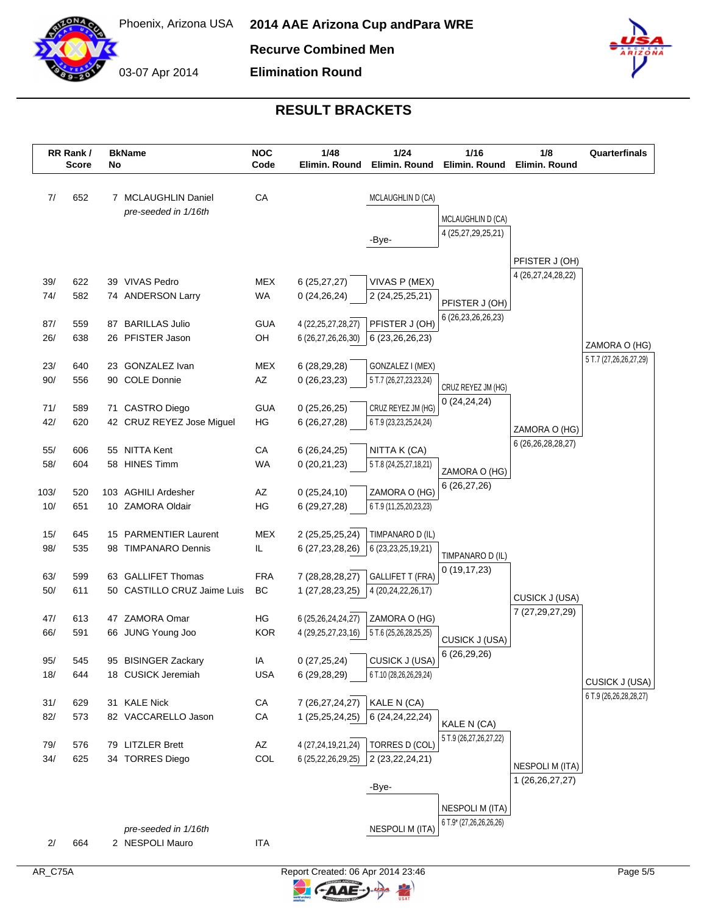# 2014 AAE Arizona Cup andPara WRE

Phoenix, Arizona USA

03-07 Apr 2014

## Recurve Combined Men

## Elimination Round

## RESULT BRACKETS

| RR Rank / Score | | BkName No | | NOC Code | 1/48 Elimin. Round | 1/24 Elimin. Round | 1/16 Elimin. Round | 1/8 Elimin. Round | Quarterfinals |
|---|---|---|---|---|---|---|---|---|---|
| 7/ | 652 | 7 | MCLAUGHLIN Daniel *pre-seeded in 1/16th* | CA | | MCLAUGHLIN D (CA) | MCLAUGHLIN D (CA) 4 (25,27,29,25,21) | | |
| | | | | | | -Bye- | | PFISTER J (OH) 4 (26,27,24,28,22) | |
| 39/ | 622 | 39 | VIVAS Pedro | MEX | 6 (25,27,27) | VIVAS P (MEX) | | | |
| 74/ | 582 | 74 | ANDERSON Larry | WA | 0 (24,26,24) | 2 (24,25,25,21) | PFISTER J (OH) 6 (26,23,26,26,23) | | |
| 87/ | 559 | 87 | BARILLAS Julio | GUA | 4 (22,25,27,28,27) | PFISTER J (OH) | | | |
| 26/ | 638 | 26 | PFISTER Jason | OH | 6 (26,27,26,26,30) | 6 (23,26,26,23) | | | ZAMORA O (HG) 5 T.7 (27,26,26,27,29) |
| 23/ | 640 | 23 | GONZALEZ Ivan | MEX | 6 (28,29,28) | GONZALEZ I (MEX) | | | |
| 90/ | 556 | 90 | COLE Donnie | AZ | 0 (26,23,23) | 5 T.7 (26,27,23,23,24) | CRUZ REYEZ JM (HG) 0 (24,24,24) | | |
| 71/ | 589 | 71 | CASTRO Diego | GUA | 0 (25,26,25) | CRUZ REYEZ JM (HG) | | | |
| 42/ | 620 | 42 | CRUZ REYEZ Jose Miguel | HG | 6 (26,27,28) | 6 T.9 (23,23,25,24,24) | | ZAMORA O (HG) 6 (26,26,28,28,27) | |
| 55/ | 606 | 55 | NITTA Kent | CA | 6 (26,24,25) | NITTA K (CA) | | | |
| 58/ | 604 | 58 | HINES Timm | WA | 0 (20,21,23) | 5 T.8 (24,25,27,18,21) | ZAMORA O (HG) 6 (26,27,26) | | |
| 103/ | 520 | 103 | AGHILI Ardesher | AZ | 0 (25,24,10) | ZAMORA O (HG) | | | |
| 10/ | 651 | 10 | ZAMORA Oldair | HG | 6 (29,27,28) | 6 T.9 (11,25,20,23,23) | | | |
| 15/ | 645 | 15 | PARMENTIER Laurent | MEX | 2 (25,25,25,24) | TIMPANARO D (IL) | | | |
| 98/ | 535 | 98 | TIMPANARO Dennis | IL | 6 (27,23,28,26) | 6 (23,23,25,19,21) | TIMPANARO D (IL) 0 (19,17,23) | | |
| 63/ | 599 | 63 | GALLIFET Thomas | FRA | 7 (28,28,28,27) | GALLIFET T (FRA) | | | |
| 50/ | 611 | 50 | CASTILLO CRUZ Jaime Luis | BC | 1 (27,28,23,25) | 4 (20,24,22,26,17) | | CUSICK J (USA) 7 (27,29,27,29) | |
| 47/ | 613 | 47 | ZAMORA Omar | HG | 6 (25,26,24,24,27) | ZAMORA O (HG) | | | |
| 66/ | 591 | 66 | JUNG Young Joo | KOR | 4 (29,25,27,23,16) | 5 T.6 (25,26,28,25,25) | CUSICK J (USA) 6 (26,29,26) | | |
| 95/ | 545 | 95 | BISINGER Zackary | IA | 0 (27,25,24) | CUSICK J (USA) | | | |
| 18/ | 644 | 18 | CUSICK Jeremiah | USA | 6 (29,28,29) | 6 T.10 (28,26,26,29,24) | | | CUSICK J (USA) 6 T.9 (26,26,28,28,27) |
| 31/ | 629 | 31 | KALE Nick | CA | 7 (26,27,24,27) | KALE N (CA) | | | |
| 82/ | 573 | 82 | VACCARELLO Jason | CA | 1 (25,25,24,25) | 6 (24,24,22,24) | KALE N (CA) 5 T.9 (26,27,26,27,22) | | |
| 79/ | 576 | 79 | LITZLER Brett | AZ | 4 (27,24,19,21,24) | TORRES D (COL) | | | |
| 34/ | 625 | 34 | TORRES Diego | COL | 6 (25,22,26,29,25) | 2 (23,22,24,21) | | NESPOLI M (ITA) 1 (26,26,27,27) | |
| | | | | | | -Bye- | | | |
| 2/ | 664 | 2 | NESPOLI Mauro *pre-seeded in 1/16th* | ITA | | NESPOLI M (ITA) | NESPOLI M (ITA) 6 T.9* (27,26,26,26,26) | | |

AR_C75A

Report Created: 06 Apr 2014 23:46